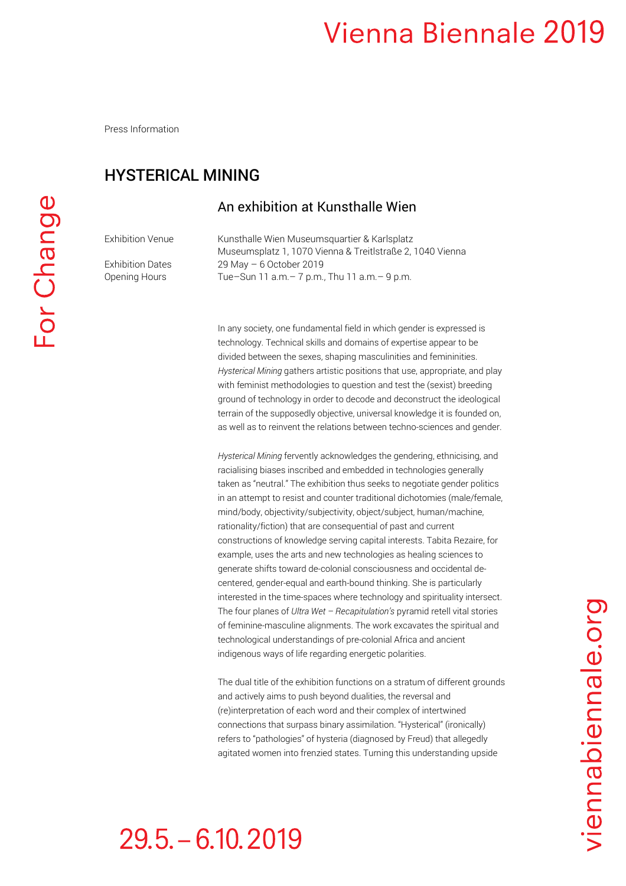Press Information

# HYSTERICAL MINING

## An exhibition at Kunsthalle Wien

| | |
|---|---|
| Exhibition Venue | Kunsthalle Wien Museumsquartier & Karlsplatz<br>Museumsplatz 1, 1070 Vienna & Treitlstraße 2, 1040 Vienna |
| Exhibition Dates | 29 May – 6 October 2019 |
| Opening Hours | Tue–Sun 11 a.m.– 7 p.m., Thu 11 a.m.– 9 p.m. |

In any society, one fundamental field in which gender is expressed is technology. Technical skills and domains of expertise appear to be divided between the sexes, shaping masculinities and femininities. *Hysterical Mining* gathers artistic positions that use, appropriate, and play with feminist methodologies to question and test the (sexist) breeding ground of technology in order to decode and deconstruct the ideological terrain of the supposedly objective, universal knowledge it is founded on, as well as to reinvent the relations between techno-sciences and gender.

*Hysterical Mining* fervently acknowledges the gendering, ethnicising, and racialising biases inscribed and embedded in technologies generally taken as "neutral." The exhibition thus seeks to negotiate gender politics in an attempt to resist and counter traditional dichotomies (male/female, mind/body, objectivity/subjectivity, object/subject, human/machine, rationality/fiction) that are consequential of past and current constructions of knowledge serving capital interests. Tabita Rezaire, for example, uses the arts and new technologies as healing sciences to generate shifts toward de-colonial consciousness and occidental de-centered, gender-equal and earth-bound thinking. She is particularly interested in the time-spaces where technology and spirituality intersect. The four planes of *Ultra Wet – Recapitulation's* pyramid retell vital stories of feminine-masculine alignments. The work excavates the spiritual and technological understandings of pre-colonial Africa and ancient indigenous ways of life regarding energetic polarities.

The dual title of the exhibition functions on a stratum of different grounds and actively aims to push beyond dualities, the reversal and (re)interpretation of each word and their complex of intertwined connections that surpass binary assimilation. "Hysterical" (ironically) refers to "pathologies" of hysteria (diagnosed by Freud) that allegedly agitated women into frenzied states. Turning this understanding upside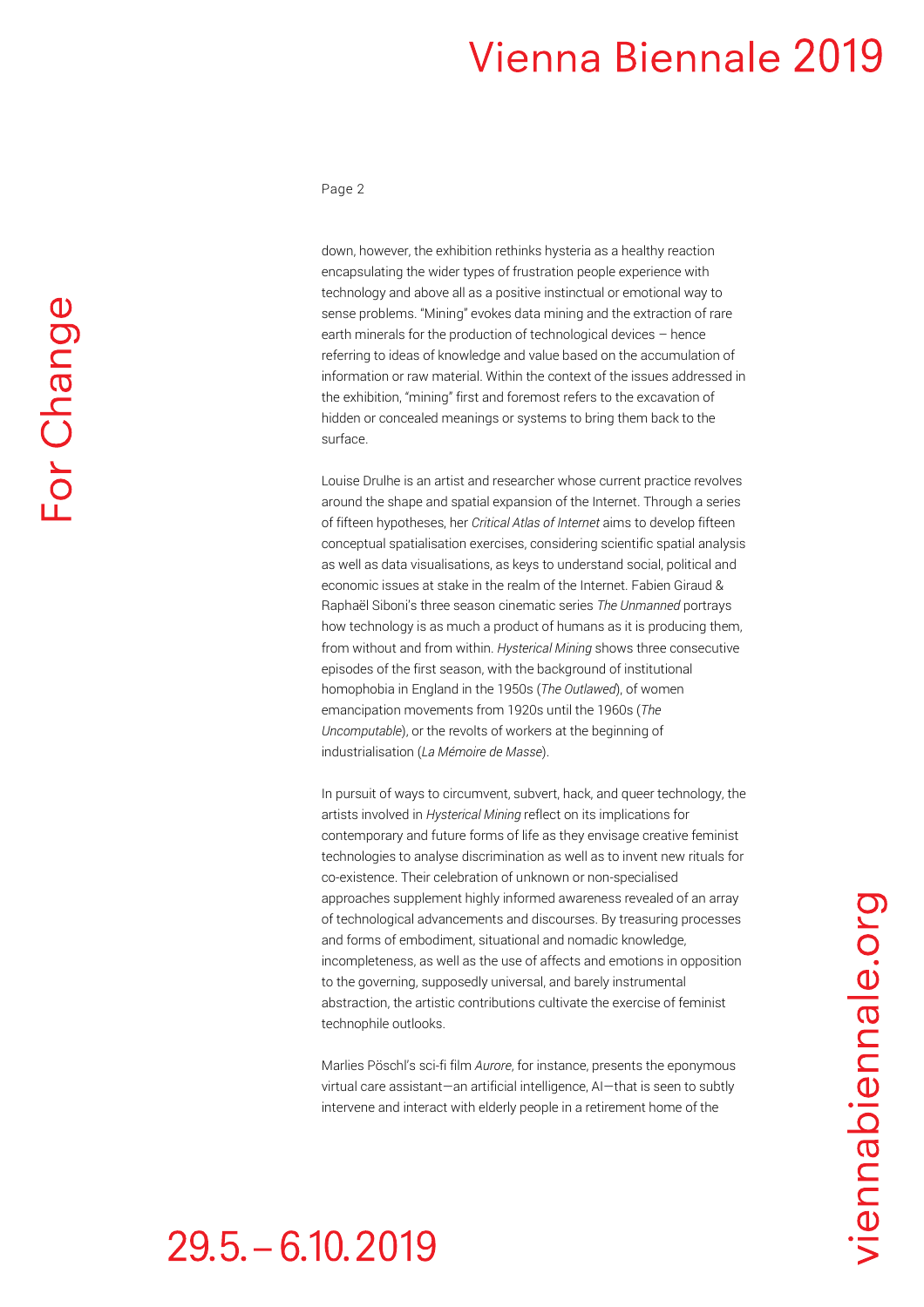down, however, the exhibition rethinks hysteria as a healthy reaction encapsulating the wider types of frustration people experience with technology and above all as a positive instinctual or emotional way to sense problems. "Mining" evokes data mining and the extraction of rare earth minerals for the production of technological devices – hence referring to ideas of knowledge and value based on the accumulation of information or raw material. Within the context of the issues addressed in the exhibition, "mining" first and foremost refers to the excavation of hidden or concealed meanings or systems to bring them back to the surface.

Louise Drulhe is an artist and researcher whose current practice revolves around the shape and spatial expansion of the Internet. Through a series of fifteen hypotheses, her *Critical Atlas of Internet* aims to develop fifteen conceptual spatialisation exercises, considering scientific spatial analysis as well as data visualisations, as keys to understand social, political and economic issues at stake in the realm of the Internet. Fabien Giraud & Raphaël Siboni's three season cinematic series *The Unmanned* portrays how technology is as much a product of humans as it is producing them, from without and from within. *Hysterical Mining* shows three consecutive episodes of the first season, with the background of institutional homophobia in England in the 1950s (*The Outlawed*), of women emancipation movements from 1920s until the 1960s (*The Uncomputable*), or the revolts of workers at the beginning of industrialisation (*La Mémoire de Masse*).

In pursuit of ways to circumvent, subvert, hack, and queer technology, the artists involved in *Hysterical Mining* reflect on its implications for contemporary and future forms of life as they envisage creative feminist technologies to analyse discrimination as well as to invent new rituals for co-existence. Their celebration of unknown or non-specialised approaches supplement highly informed awareness revealed of an array of technological advancements and discourses. By treasuring processes and forms of embodiment, situational and nomadic knowledge, incompleteness, as well as the use of affects and emotions in opposition to the governing, supposedly universal, and barely instrumental abstraction, the artistic contributions cultivate the exercise of feminist technophile outlooks.

Marlies Pöschl's sci-fi film *Aurore*, for instance, presents the eponymous virtual care assistant—an artificial intelligence, AI—that is seen to subtly intervene and interact with elderly people in a retirement home of the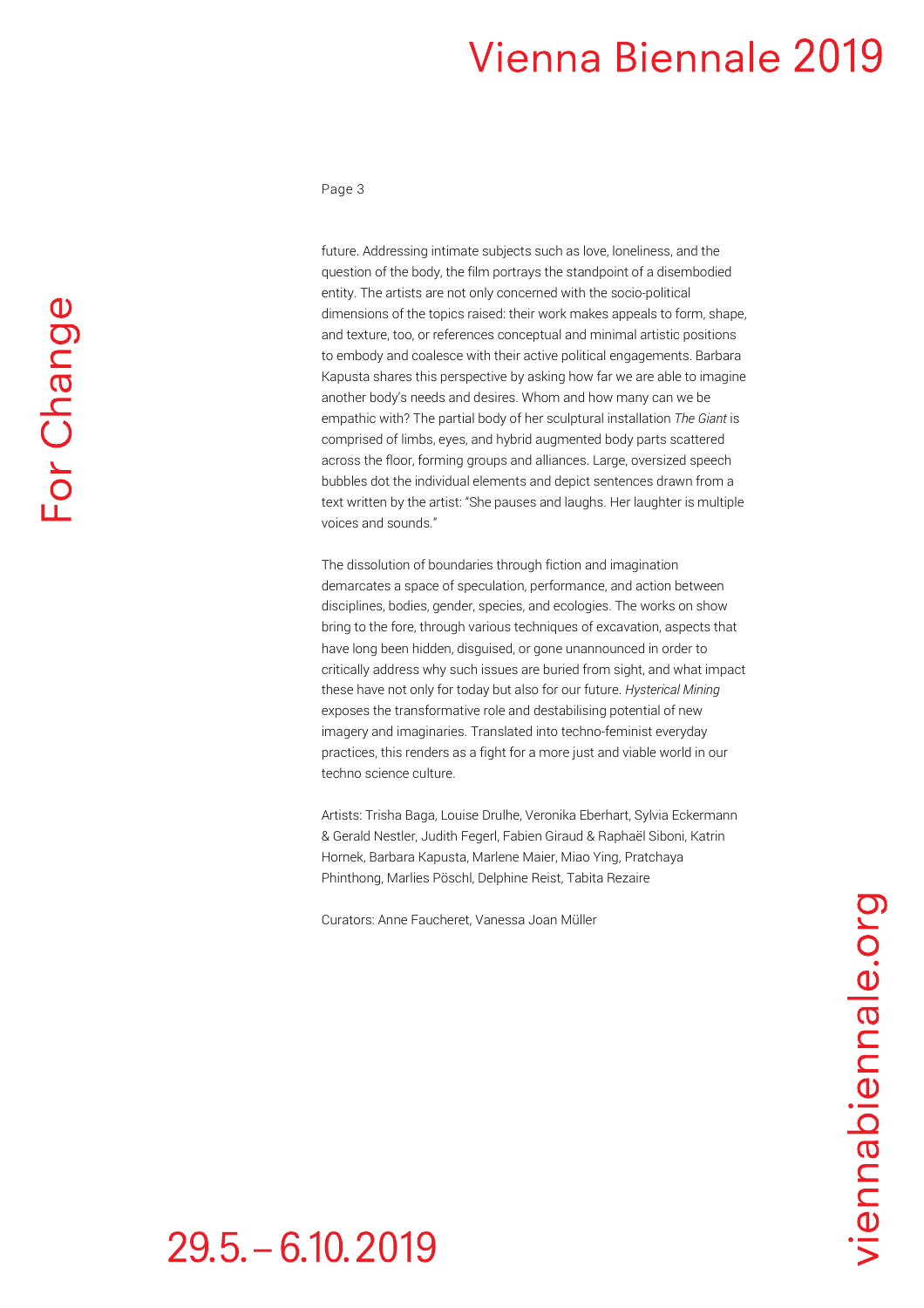future. Addressing intimate subjects such as love, loneliness, and the question of the body, the film portrays the standpoint of a disembodied entity. The artists are not only concerned with the socio-political dimensions of the topics raised: their work makes appeals to form, shape, and texture, too, or references conceptual and minimal artistic positions to embody and coalesce with their active political engagements. Barbara Kapusta shares this perspective by asking how far we are able to imagine another body's needs and desires. Whom and how many can we be empathic with? The partial body of her sculptural installation *The Giant* is comprised of limbs, eyes, and hybrid augmented body parts scattered across the floor, forming groups and alliances. Large, oversized speech bubbles dot the individual elements and depict sentences drawn from a text written by the artist: "She pauses and laughs. Her laughter is multiple voices and sounds."

The dissolution of boundaries through fiction and imagination demarcates a space of speculation, performance, and action between disciplines, bodies, gender, species, and ecologies. The works on show bring to the fore, through various techniques of excavation, aspects that have long been hidden, disguised, or gone unannounced in order to critically address why such issues are buried from sight, and what impact these have not only for today but also for our future. *Hysterical Mining* exposes the transformative role and destabilising potential of new imagery and imaginaries. Translated into techno-feminist everyday practices, this renders as a fight for a more just and viable world in our techno science culture.

Artists: Trisha Baga, Louise Drulhe, Veronika Eberhart, Sylvia Eckermann & Gerald Nestler, Judith Fegerl, Fabien Giraud & Raphaël Siboni, Katrin Hornek, Barbara Kapusta, Marlene Maier, Miao Ying, Pratchaya Phinthong, Marlies Pöschl, Delphine Reist, Tabita Rezaire

Curators: Anne Faucheret, Vanessa Joan Müller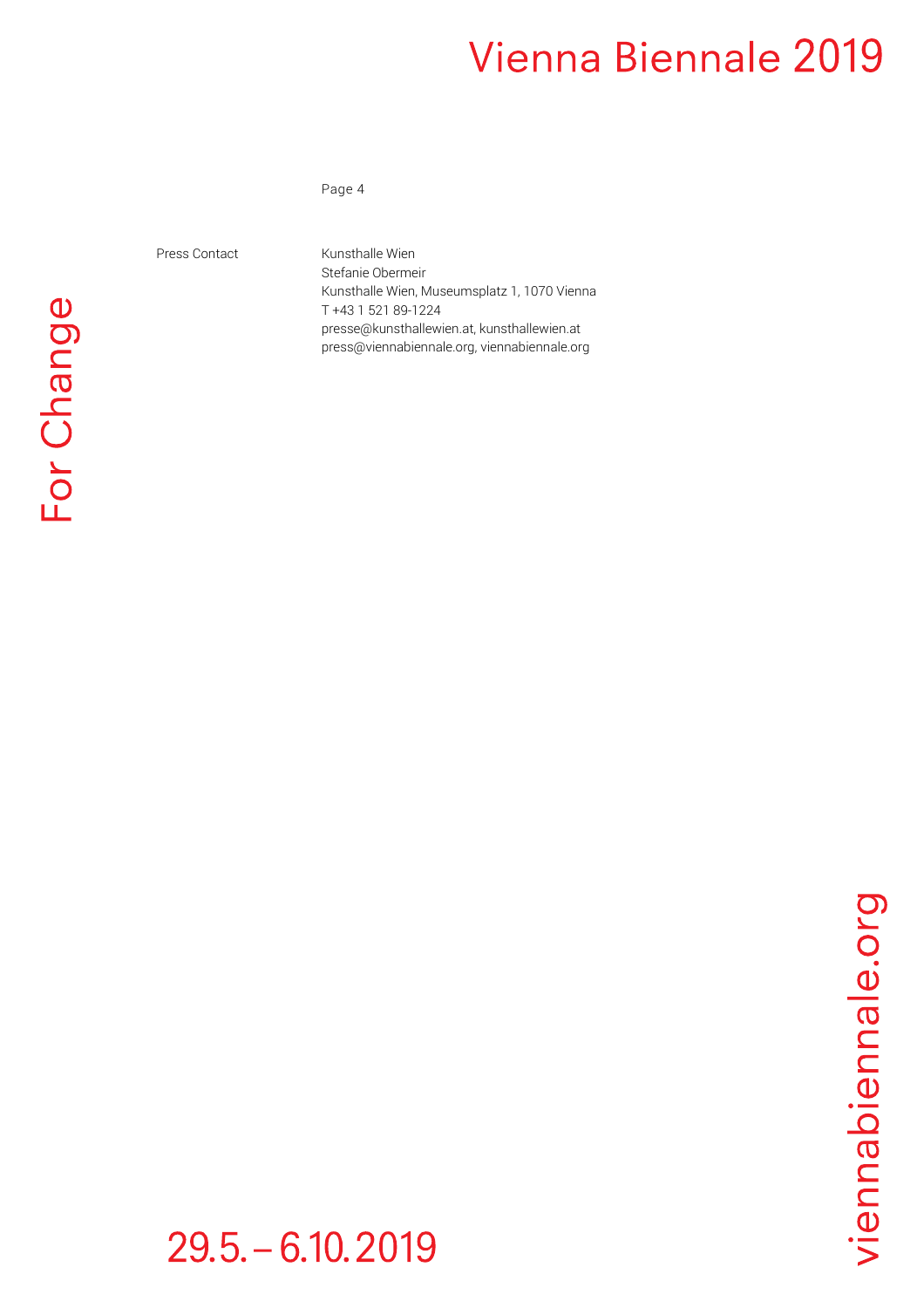Press Contact

Kunsthalle Wien
Stefanie Obermeir
Kunsthalle Wien, Museumsplatz 1, 1070 Vienna
T +43 1 521 89-1224
presse@kunsthallewien.at, kunsthallewien.at
press@viennabiennale.org, viennabiennale.org